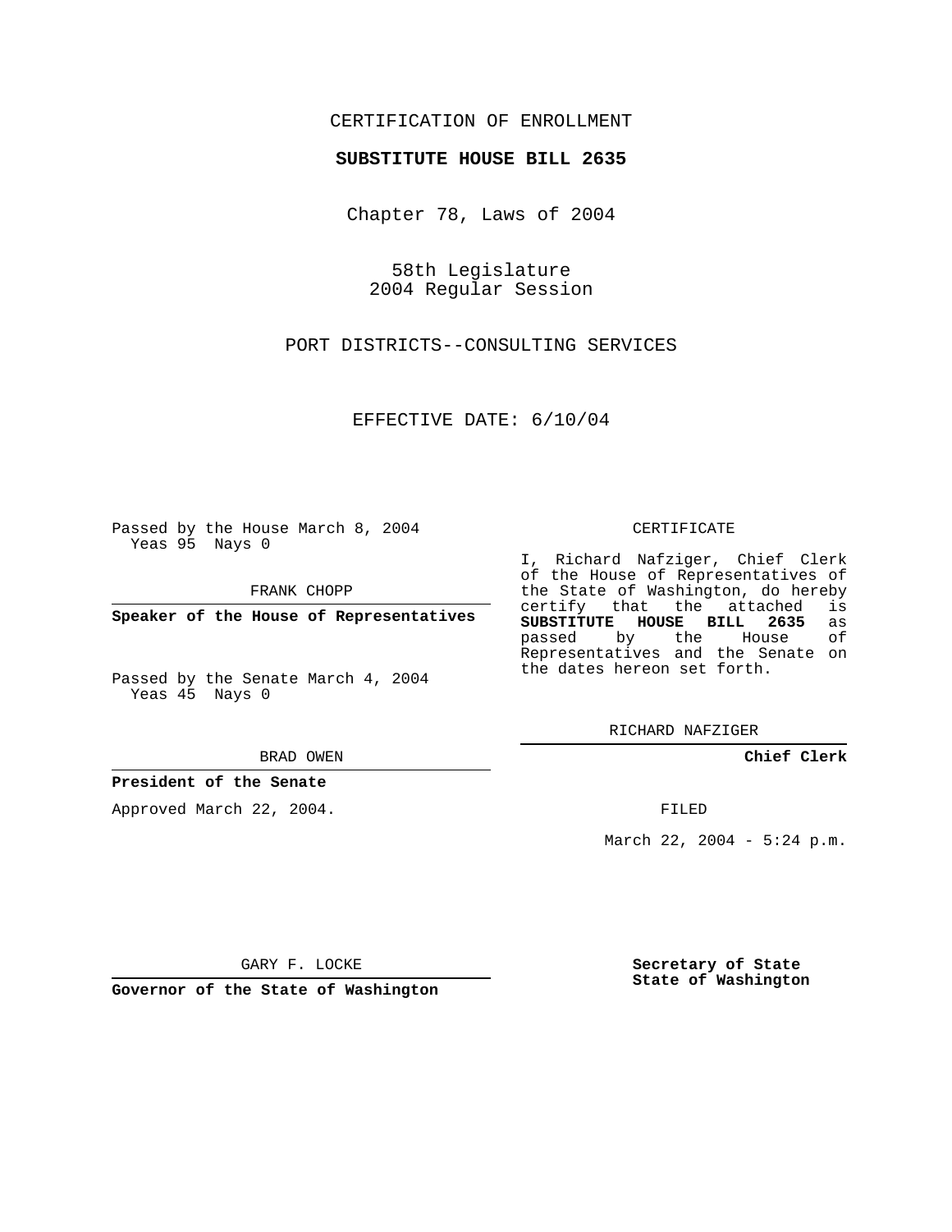CERTIFICATION OF ENROLLMENT

**SUBSTITUTE HOUSE BILL 2635**

Chapter 78, Laws of 2004

58th Legislature
2004 Regular Session

PORT DISTRICTS--CONSULTING SERVICES

EFFECTIVE DATE: 6/10/04

Passed by the House March 8, 2004
Yeas 95 Nays 0

FRANK CHOPP

**Speaker of the House of Representatives**

Passed by the Senate March 4, 2004
Yeas 45 Nays 0

BRAD OWEN

**President of the Senate**

Approved March 22, 2004.

GARY F. LOCKE

**Governor of the State of Washington**

CERTIFICATE

I, Richard Nafziger, Chief Clerk of the House of Representatives of the State of Washington, do hereby certify that the attached is **SUBSTITUTE HOUSE BILL 2635** as passed by the House of Representatives and the Senate on the dates hereon set forth.

RICHARD NAFZIGER

**Chief Clerk**

FILED

March 22, 2004 - 5:24 p.m.

**Secretary of State**
**State of Washington**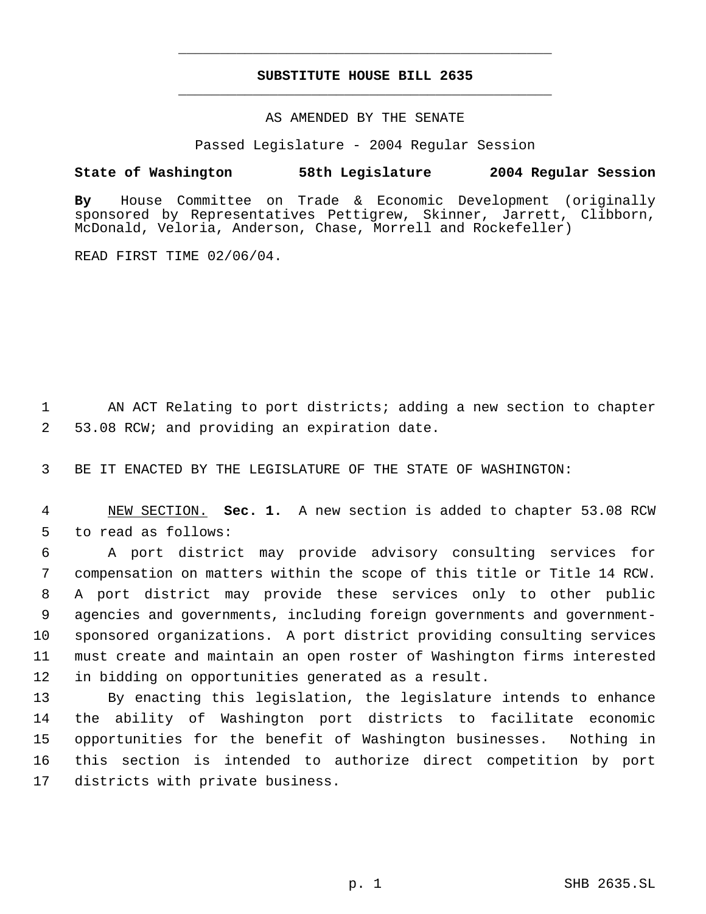# SUBSTITUTE HOUSE BILL 2635

AS AMENDED BY THE SENATE

Passed Legislature - 2004 Regular Session

**State of Washington 58th Legislature 2004 Regular Session**

**By** House Committee on Trade & Economic Development (originally sponsored by Representatives Pettigrew, Skinner, Jarrett, Clibborn, McDonald, Veloria, Anderson, Chase, Morrell and Rockefeller)

READ FIRST TIME 02/06/04.

AN ACT Relating to port districts; adding a new section to chapter 53.08 RCW; and providing an expiration date.

BE IT ENACTED BY THE LEGISLATURE OF THE STATE OF WASHINGTON:

NEW SECTION. **Sec. 1.** A new section is added to chapter 53.08 RCW to read as follows:

A port district may provide advisory consulting services for compensation on matters within the scope of this title or Title 14 RCW. A port district may provide these services only to other public agencies and governments, including foreign governments and government-sponsored organizations. A port district providing consulting services must create and maintain an open roster of Washington firms interested in bidding on opportunities generated as a result.

By enacting this legislation, the legislature intends to enhance the ability of Washington port districts to facilitate economic opportunities for the benefit of Washington businesses. Nothing in this section is intended to authorize direct competition by port districts with private business.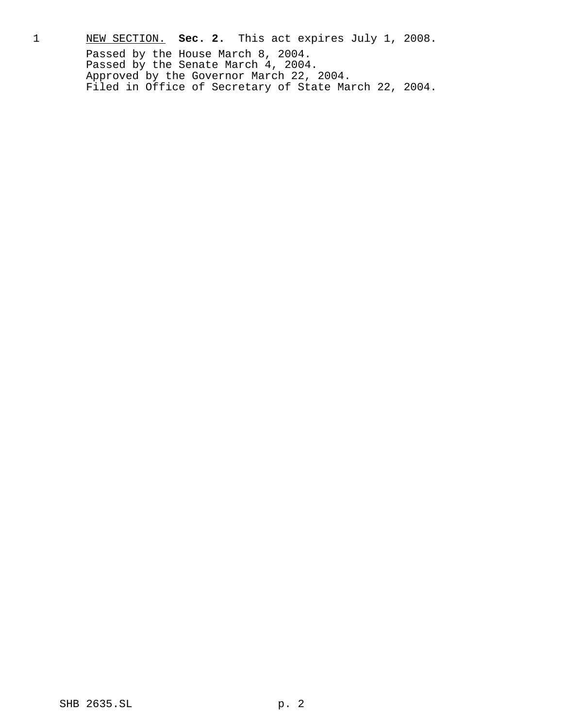NEW SECTION. **Sec. 2.** This act expires July 1, 2008.

Passed by the House March 8, 2004.
Passed by the Senate March 4, 2004.
Approved by the Governor March 22, 2004.
Filed in Office of Secretary of State March 22, 2004.